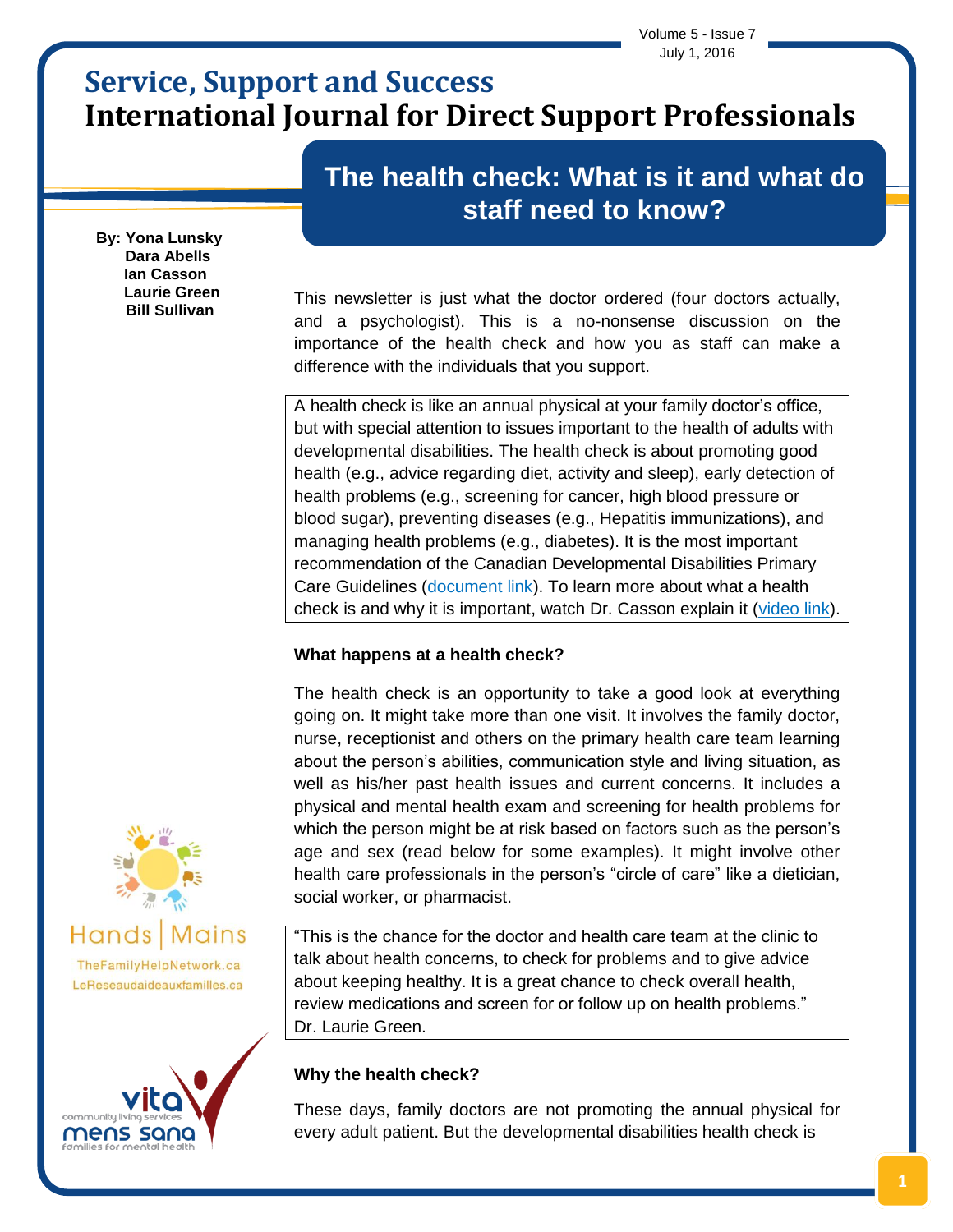# Service, Support and Success
# International Journal for Direct Support Professionals

## The health check: What is it and what do staff need to know?

**By: Yona Lunsky**
**Dara Abells**
**Ian Casson**
**Laurie Green**
**Bill Sullivan**

This newsletter is just what the doctor ordered (four doctors actually, and a psychologist). This is a no-nonsense discussion on the importance of the health check and how you as staff can make a difference with the individuals that you support.

A health check is like an annual physical at your family doctor's office, but with special attention to issues important to the health of adults with developmental disabilities. The health check is about promoting good health (e.g., advice regarding diet, activity and sleep), early detection of health problems (e.g., screening for cancer, high blood pressure or blood sugar), preventing diseases (e.g., Hepatitis immunizations), and managing health problems (e.g., diabetes). It is the most important recommendation of the Canadian Developmental Disabilities Primary Care Guidelines (document link). To learn more about what a health check is and why it is important, watch Dr. Casson explain it (video link).

### What happens at a health check?

The health check is an opportunity to take a good look at everything going on. It might take more than one visit. It involves the family doctor, nurse, receptionist and others on the primary health care team learning about the person's abilities, communication style and living situation, as well as his/her past health issues and current concerns. It includes a physical and mental health exam and screening for health problems for which the person might be at risk based on factors such as the person's age and sex (read below for some examples). It might involve other health care professionals in the person's "circle of care" like a dietician, social worker, or pharmacist.

"This is the chance for the doctor and health care team at the clinic to talk about health concerns, to check for problems and to give advice about keeping healthy. It is a great chance to check overall health, review medications and screen for or follow up on health problems." Dr. Laurie Green.

### Why the health check?

These days, family doctors are not promoting the annual physical for every adult patient. But the developmental disabilities health check is

Hands | Mains
TheFamilyHelpNetwork.ca
LeReseaudaideauxfamilles.ca

vita community living services
mens sana families for mental health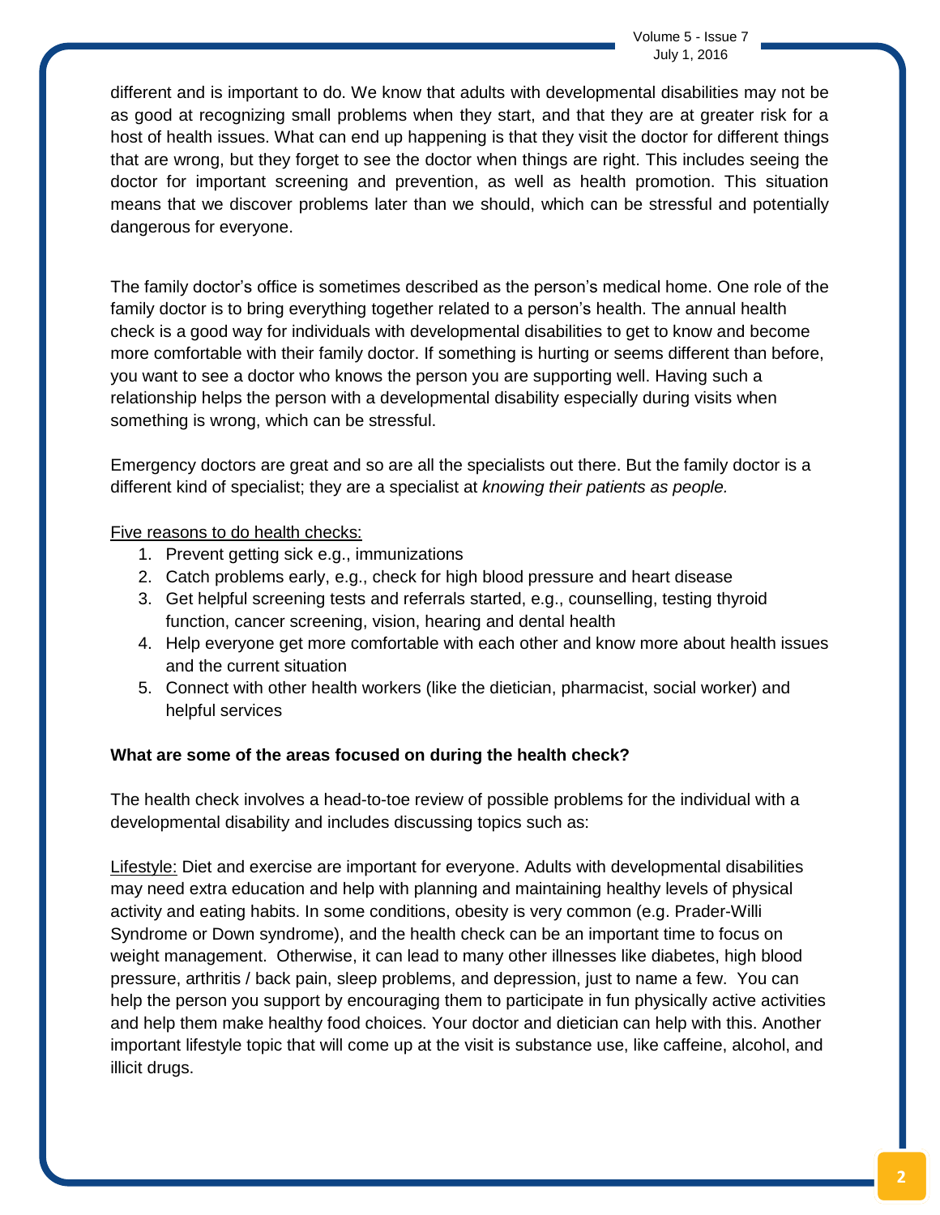different and is important to do. We know that adults with developmental disabilities may not be as good at recognizing small problems when they start, and that they are at greater risk for a host of health issues. What can end up happening is that they visit the doctor for different things that are wrong, but they forget to see the doctor when things are right. This includes seeing the doctor for important screening and prevention, as well as health promotion. This situation means that we discover problems later than we should, which can be stressful and potentially dangerous for everyone.

The family doctor's office is sometimes described as the person's medical home. One role of the family doctor is to bring everything together related to a person's health. The annual health check is a good way for individuals with developmental disabilities to get to know and become more comfortable with their family doctor. If something is hurting or seems different than before, you want to see a doctor who knows the person you are supporting well. Having such a relationship helps the person with a developmental disability especially during visits when something is wrong, which can be stressful.

Emergency doctors are great and so are all the specialists out there. But the family doctor is a different kind of specialist; they are a specialist at *knowing their patients as people.*

Five reasons to do health checks:

1. Prevent getting sick e.g., immunizations
2. Catch problems early, e.g., check for high blood pressure and heart disease
3. Get helpful screening tests and referrals started, e.g., counselling, testing thyroid function, cancer screening, vision, hearing and dental health
4. Help everyone get more comfortable with each other and know more about health issues and the current situation
5. Connect with other health workers (like the dietician, pharmacist, social worker) and helpful services

**What are some of the areas focused on during the health check?**

The health check involves a head-to-toe review of possible problems for the individual with a developmental disability and includes discussing topics such as:

Lifestyle: Diet and exercise are important for everyone. Adults with developmental disabilities may need extra education and help with planning and maintaining healthy levels of physical activity and eating habits. In some conditions, obesity is very common (e.g. Prader-Willi Syndrome or Down syndrome), and the health check can be an important time to focus on weight management. Otherwise, it can lead to many other illnesses like diabetes, high blood pressure, arthritis / back pain, sleep problems, and depression, just to name a few. You can help the person you support by encouraging them to participate in fun physically active activities and help them make healthy food choices. Your doctor and dietician can help with this. Another important lifestyle topic that will come up at the visit is substance use, like caffeine, alcohol, and illicit drugs.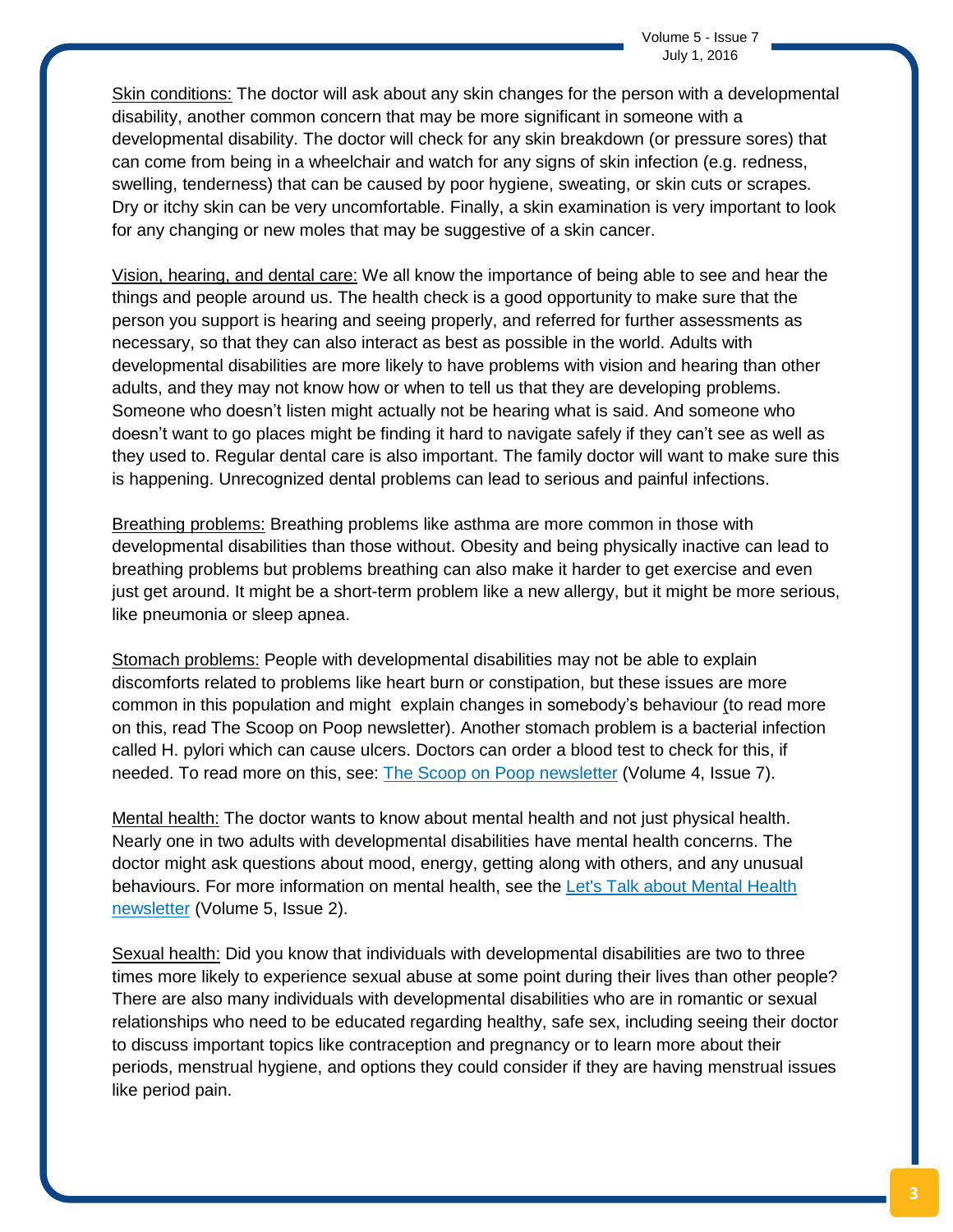Skin conditions: The doctor will ask about any skin changes for the person with a developmental disability, another common concern that may be more significant in someone with a developmental disability. The doctor will check for any skin breakdown (or pressure sores) that can come from being in a wheelchair and watch for any signs of skin infection (e.g. redness, swelling, tenderness) that can be caused by poor hygiene, sweating, or skin cuts or scrapes. Dry or itchy skin can be very uncomfortable. Finally, a skin examination is very important to look for any changing or new moles that may be suggestive of a skin cancer.

Vision, hearing, and dental care: We all know the importance of being able to see and hear the things and people around us. The health check is a good opportunity to make sure that the person you support is hearing and seeing properly, and referred for further assessments as necessary, so that they can also interact as best as possible in the world. Adults with developmental disabilities are more likely to have problems with vision and hearing than other adults, and they may not know how or when to tell us that they are developing problems. Someone who doesn't listen might actually not be hearing what is said. And someone who doesn't want to go places might be finding it hard to navigate safely if they can't see as well as they used to. Regular dental care is also important. The family doctor will want to make sure this is happening. Unrecognized dental problems can lead to serious and painful infections.

Breathing problems: Breathing problems like asthma are more common in those with developmental disabilities than those without. Obesity and being physically inactive can lead to breathing problems but problems breathing can also make it harder to get exercise and even just get around. It might be a short-term problem like a new allergy, but it might be more serious, like pneumonia or sleep apnea.

Stomach problems: People with developmental disabilities may not be able to explain discomforts related to problems like heart burn or constipation, but these issues are more common in this population and might explain changes in somebody's behaviour (to read more on this, read The Scoop on Poop newsletter). Another stomach problem is a bacterial infection called H. pylori which can cause ulcers. Doctors can order a blood test to check for this, if needed. To read more on this, see: The Scoop on Poop newsletter (Volume 4, Issue 7).

Mental health: The doctor wants to know about mental health and not just physical health. Nearly one in two adults with developmental disabilities have mental health concerns. The doctor might ask questions about mood, energy, getting along with others, and any unusual behaviours. For more information on mental health, see the Let's Talk about Mental Health newsletter (Volume 5, Issue 2).

Sexual health: Did you know that individuals with developmental disabilities are two to three times more likely to experience sexual abuse at some point during their lives than other people? There are also many individuals with developmental disabilities who are in romantic or sexual relationships who need to be educated regarding healthy, safe sex, including seeing their doctor to discuss important topics like contraception and pregnancy or to learn more about their periods, menstrual hygiene, and options they could consider if they are having menstrual issues like period pain.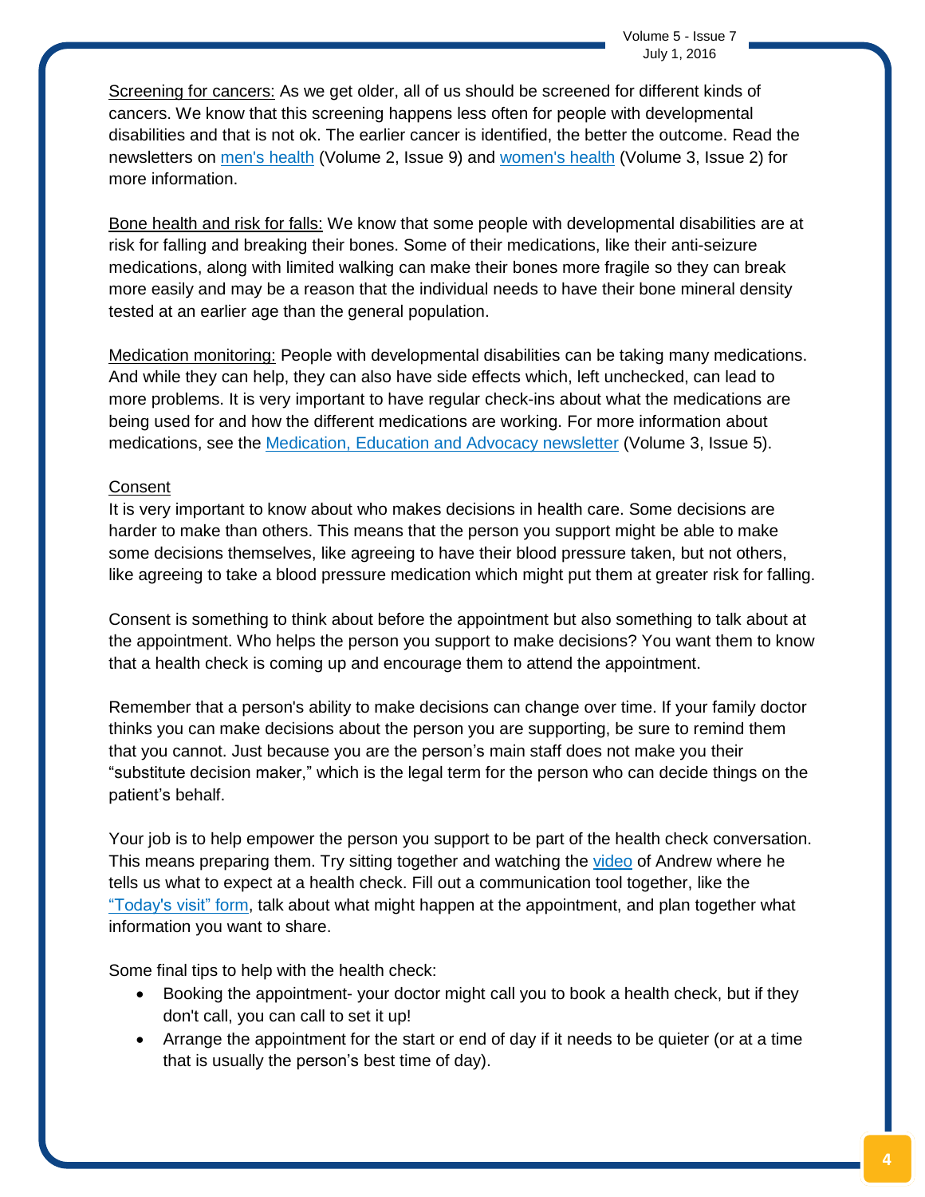<u>Screening for cancers:</u> As we get older, all of us should be screened for different kinds of cancers. We know that this screening happens less often for people with developmental disabilities and that is not ok. The earlier cancer is identified, the better the outcome. Read the newsletters on [men's health]() (Volume 2, Issue 9) and [women's health]() (Volume 3, Issue 2) for more information.

<u>Bone health and risk for falls:</u> We know that some people with developmental disabilities are at risk for falling and breaking their bones. Some of their medications, like their anti-seizure medications, along with limited walking can make their bones more fragile so they can break more easily and may be a reason that the individual needs to have their bone mineral density tested at an earlier age than the general population.

<u>Medication monitoring:</u> People with developmental disabilities can be taking many medications. And while they can help, they can also have side effects which, left unchecked, can lead to more problems. It is very important to have regular check-ins about what the medications are being used for and how the different medications are working. For more information about medications, see the [Medication, Education and Advocacy newsletter]() (Volume 3, Issue 5).

<u>Consent</u>

It is very important to know about who makes decisions in health care. Some decisions are harder to make than others. This means that the person you support might be able to make some decisions themselves, like agreeing to have their blood pressure taken, but not others, like agreeing to take a blood pressure medication which might put them at greater risk for falling.

Consent is something to think about before the appointment but also something to talk about at the appointment. Who helps the person you support to make decisions? You want them to know that a health check is coming up and encourage them to attend the appointment.

Remember that a person's ability to make decisions can change over time. If your family doctor thinks you can make decisions about the person you are supporting, be sure to remind them that you cannot. Just because you are the person's main staff does not make you their "substitute decision maker," which is the legal term for the person who can decide things on the patient's behalf.

Your job is to help empower the person you support to be part of the health check conversation. This means preparing them. Try sitting together and watching the [video]() of Andrew where he tells us what to expect at a health check. Fill out a communication tool together, like the ["Today's visit" form](), talk about what might happen at the appointment, and plan together what information you want to share.

Some final tips to help with the health check:

- Booking the appointment- your doctor might call you to book a health check, but if they don't call, you can call to set it up!
- Arrange the appointment for the start or end of day if it needs to be quieter (or at a time that is usually the person's best time of day).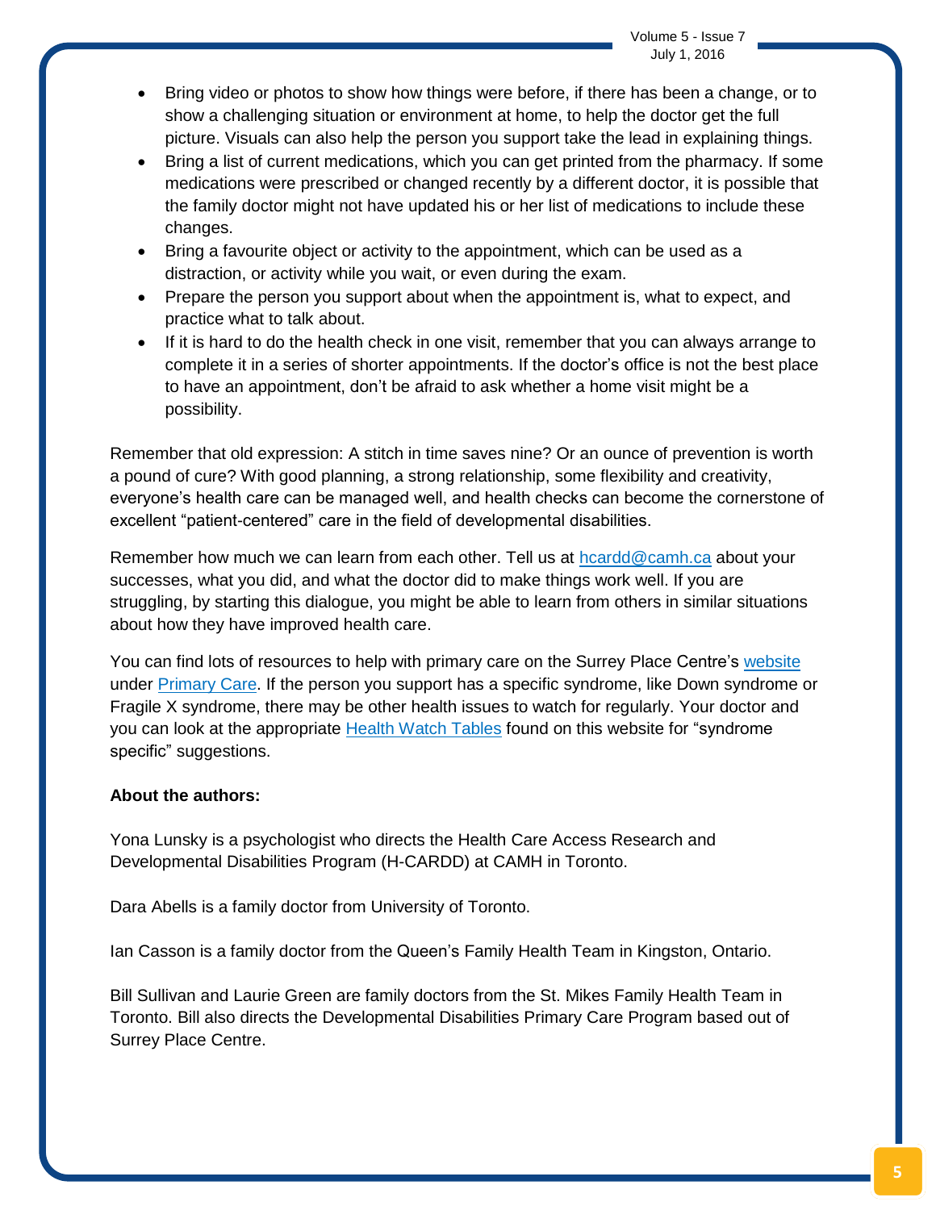- Bring video or photos to show how things were before, if there has been a change, or to show a challenging situation or environment at home, to help the doctor get the full picture. Visuals can also help the person you support take the lead in explaining things.
- Bring a list of current medications, which you can get printed from the pharmacy. If some medications were prescribed or changed recently by a different doctor, it is possible that the family doctor might not have updated his or her list of medications to include these changes.
- Bring a favourite object or activity to the appointment, which can be used as a distraction, or activity while you wait, or even during the exam.
- Prepare the person you support about when the appointment is, what to expect, and practice what to talk about.
- If it is hard to do the health check in one visit, remember that you can always arrange to complete it in a series of shorter appointments. If the doctor's office is not the best place to have an appointment, don't be afraid to ask whether a home visit might be a possibility.

Remember that old expression: A stitch in time saves nine? Or an ounce of prevention is worth a pound of cure? With good planning, a strong relationship, some flexibility and creativity, everyone's health care can be managed well, and health checks can become the cornerstone of excellent "patient-centered" care in the field of developmental disabilities.

Remember how much we can learn from each other. Tell us at hcardd@camh.ca about your successes, what you did, and what the doctor did to make things work well. If you are struggling, by starting this dialogue, you might be able to learn from others in similar situations about how they have improved health care.

You can find lots of resources to help with primary care on the Surrey Place Centre's website under Primary Care. If the person you support has a specific syndrome, like Down syndrome or Fragile X syndrome, there may be other health issues to watch for regularly. Your doctor and you can look at the appropriate Health Watch Tables found on this website for "syndrome specific" suggestions.

**About the authors:**

Yona Lunsky is a psychologist who directs the Health Care Access Research and Developmental Disabilities Program (H-CARDD) at CAMH in Toronto.

Dara Abells is a family doctor from University of Toronto.

Ian Casson is a family doctor from the Queen's Family Health Team in Kingston, Ontario.

Bill Sullivan and Laurie Green are family doctors from the St. Mikes Family Health Team in Toronto. Bill also directs the Developmental Disabilities Primary Care Program based out of Surrey Place Centre.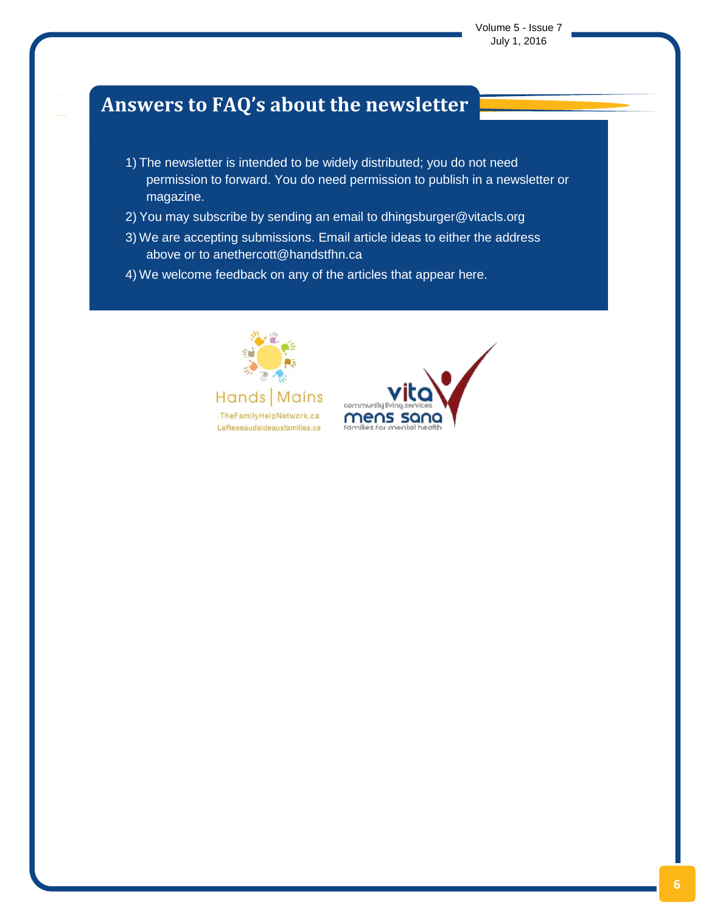## Answers to FAQ's about the newsletter

1) The newsletter is intended to be widely distributed; you do not need permission to forward. You do need permission to publish in a newsletter or magazine.
2) You may subscribe by sending an email to dhingsburger@vitacls.org
3) We are accepting submissions. Email article ideas to either the address above or to anethercott@handstfhn.ca
4) We welcome feedback on any of the articles that appear here.

Hands | Mains
TheFamilyHelpNetwork.ca
LeReseaudaideauxfamilles.ca

vita community living services
mens sana families for mental health